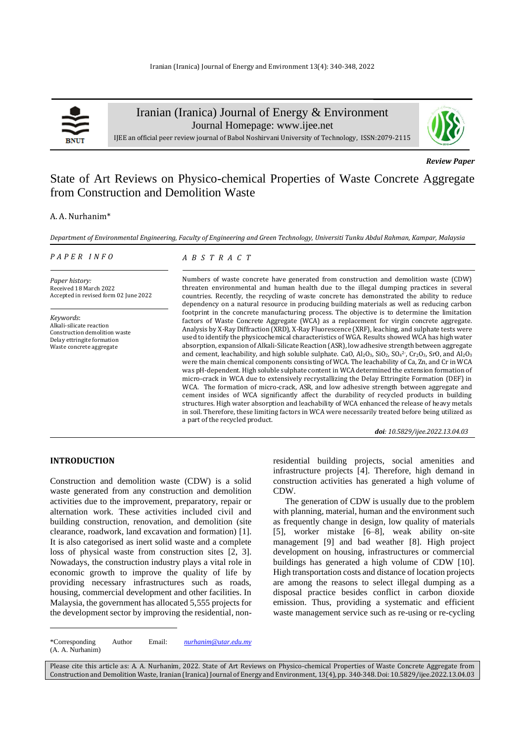Iranian (Iranica) Journal of Energy & Environment

Journal Homepage: www.ijee.net

IJEE an official peer review journal of Babol Noshirvani University of Technology, ISSN:2079-2115

*Review Paper*

# State of Art Reviews on Physico-chemical Properties of Waste Concrete Aggregate from Construction and Demolition Waste

A. A. Nurhanim*

*Department of Environmental Engineering, Faculty of Engineering and Green Technology, Universiti Tunku Abdul Rahman, Kampar, Malaysia*

*PAPER INFO*

*Paper history:*
Received 18 March 2022
Accepted in revised form 02 June 2022

*Keywords*:
Alkali-silicate reaction
Construction demolition waste
Delay ettringite formation
Waste concrete aggregate

*ABSTRACT*

Numbers of waste concrete have generated from construction and demolition waste (CDW) threaten environmental and human health due to the illegal dumping practices in several countries. Recently, the recycling of waste concrete has demonstrated the ability to reduce dependency on a natural resource in producing building materials as well as reducing carbon footprint in the concrete manufacturing process. The objective is to determine the limitation factors of Waste Concrete Aggregate (WCA) as a replacement for virgin concrete aggregate. Analysis by X-Ray Diffraction (XRD), X-Ray Fluorescence (XRF), leaching, and sulphate tests were used to identify the physicochemical characteristics of WGA. Results showed WCA has high water absorption, expansion of Alkali-Silicate Reaction (ASR), low adhesive strength between aggregate and cement, leachability, and high soluble sulphate. CaO, $Al_2O_3$, $SiO_2$, $SO_4^{2-}$, $Cr_2O_3$, SrO, and $Al_2O_3$ were the main chemical components consisting of WCA. The leachability of Ca, Zn, and Cr in WCA was pH-dependent. High soluble sulphate content in WCA determined the extension formation of micro-crack in WCA due to extensively recrystallizing the Delay Ettringite Formation (DEF) in WCA. The formation of micro-crack, ASR, and low adhesive strength between aggregate and cement insides of WCA significantly affect the durability of recycled products in building structures. High water absorption and leachability of WCA enhanced the release of heavy metals in soil. Therefore, these limiting factors in WCA were necessarily treated before being utilized as a part of the recycled product.

***doi**: 10.5829/ijee.2022.13.04.03*

## INTRODUCTION

Construction and demolition waste (CDW) is a solid waste generated from any construction and demolition activities due to the improvement, preparatory, repair or alternation work. These activities included civil and building construction, renovation, and demolition (site clearance, roadwork, land excavation and formation) [1]. It is also categorised as inert solid waste and a complete loss of physical waste from construction sites [2, 3]. Nowadays, the construction industry plays a vital role in economic growth to improve the quality of life by providing necessary infrastructures such as roads, housing, commercial development and other facilities. In Malaysia, the government has allocated 5,555 projects for the development sector by improving the residential, non-residential building projects, social amenities and infrastructure projects [4]. Therefore, high demand in construction activities has generated a high volume of CDW.

The generation of CDW is usually due to the problem with planning, material, human and the environment such as frequently change in design, low quality of materials [5], worker mistake [6–8], weak ability on-site management [9] and bad weather [8]. High project development on housing, infrastructures or commercial buildings has generated a high volume of CDW [10]. High transportation costs and distance of location projects are among the reasons to select illegal dumping as a disposal practice besides conflict in carbon dioxide emission. Thus, providing a systematic and efficient waste management service such as re-using or re-cycling

*Corresponding Author Email: *nurhanim@utar.edu.my* (A. A. Nurhanim)

Please cite this article as: A. A. Nurhanim, 2022. State of Art Reviews on Physico-chemical Properties of Waste Concrete Aggregate from Construction and Demolition Waste, Iranian (Iranica) Journal of Energy and Environment, 13(4), pp. 340-348. Doi: 10.5829/ijee.2022.13.04.03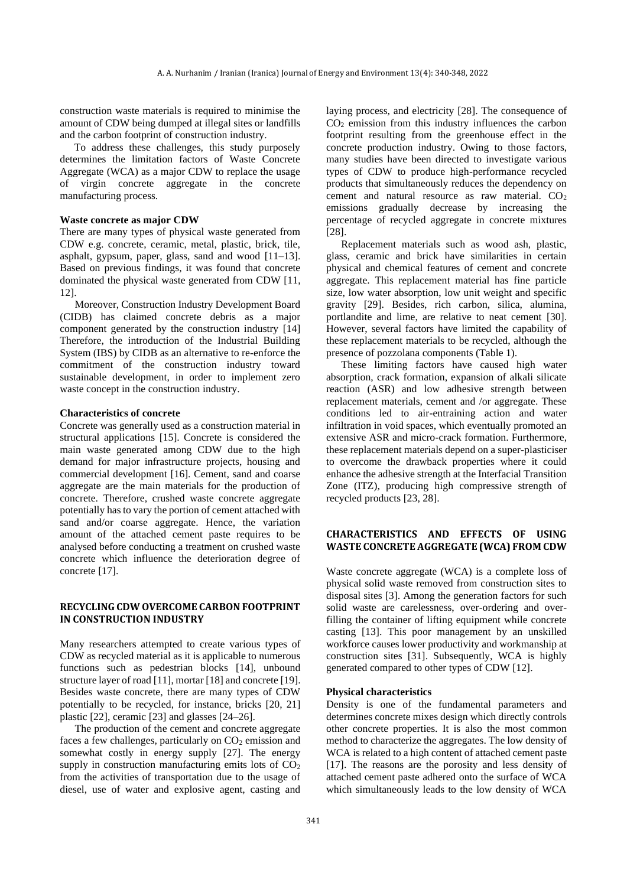construction waste materials is required to minimise the amount of CDW being dumped at illegal sites or landfills and the carbon footprint of construction industry.

To address these challenges, this study purposely determines the limitation factors of Waste Concrete Aggregate (WCA) as a major CDW to replace the usage of virgin concrete aggregate in the concrete manufacturing process.

**Waste concrete as major CDW**

There are many types of physical waste generated from CDW e.g. concrete, ceramic, metal, plastic, brick, tile, asphalt, gypsum, paper, glass, sand and wood [11–13]. Based on previous findings, it was found that concrete dominated the physical waste generated from CDW [11, 12].

Moreover, Construction Industry Development Board (CIDB) has claimed concrete debris as a major component generated by the construction industry [14] Therefore, the introduction of the Industrial Building System (IBS) by CIDB as an alternative to re-enforce the commitment of the construction industry toward sustainable development, in order to implement zero waste concept in the construction industry.

**Characteristics of concrete**

Concrete was generally used as a construction material in structural applications [15]. Concrete is considered the main waste generated among CDW due to the high demand for major infrastructure projects, housing and commercial development [16]. Cement, sand and coarse aggregate are the main materials for the production of concrete. Therefore, crushed waste concrete aggregate potentially has to vary the portion of cement attached with sand and/or coarse aggregate. Hence, the variation amount of the attached cement paste requires to be analysed before conducting a treatment on crushed waste concrete which influence the deterioration degree of concrete [17].

## RECYCLING CDW OVERCOME CARBON FOOTPRINT IN CONSTRUCTION INDUSTRY

Many researchers attempted to create various types of CDW as recycled material as it is applicable to numerous functions such as pedestrian blocks [14], unbound structure layer of road [11], mortar [18] and concrete [19]. Besides waste concrete, there are many types of CDW potentially to be recycled, for instance, bricks [20, 21] plastic [22], ceramic [23] and glasses [24–26].

The production of the cement and concrete aggregate faces a few challenges, particularly on $CO_2$ emission and somewhat costly in energy supply [27]. The energy supply in construction manufacturing emits lots of $CO_2$ from the activities of transportation due to the usage of diesel, use of water and explosive agent, casting and laying process, and electricity [28]. The consequence of $CO_2$ emission from this industry influences the carbon footprint resulting from the greenhouse effect in the concrete production industry. Owing to those factors, many studies have been directed to investigate various types of CDW to produce high-performance recycled products that simultaneously reduces the dependency on cement and natural resource as raw material. $CO_2$ emissions gradually decrease by increasing the percentage of recycled aggregate in concrete mixtures [28].

Replacement materials such as wood ash, plastic, glass, ceramic and brick have similarities in certain physical and chemical features of cement and concrete aggregate. This replacement material has fine particle size, low water absorption, low unit weight and specific gravity [29]. Besides, rich carbon, silica, alumina, portlandite and lime, are relative to neat cement [30]. However, several factors have limited the capability of these replacement materials to be recycled, although the presence of pozzolana components (Table 1).

These limiting factors have caused high water absorption, crack formation, expansion of alkali silicate reaction (ASR) and low adhesive strength between replacement materials, cement and /or aggregate. These conditions led to air-entraining action and water infiltration in void spaces, which eventually promoted an extensive ASR and micro-crack formation. Furthermore, these replacement materials depend on a super-plasticiser to overcome the drawback properties where it could enhance the adhesive strength at the Interfacial Transition Zone (ITZ), producing high compressive strength of recycled products [23, 28].

## CHARACTERISTICS AND EFFECTS OF USING WASTE CONCRETE AGGREGATE (WCA) FROM CDW

Waste concrete aggregate (WCA) is a complete loss of physical solid waste removed from construction sites to disposal sites [3]. Among the generation factors for such solid waste are carelessness, over-ordering and over-filling the container of lifting equipment while concrete casting [13]. This poor management by an unskilled workforce causes lower productivity and workmanship at construction sites [31]. Subsequently, WCA is highly generated compared to other types of CDW [12].

**Physical characteristics**

Density is one of the fundamental parameters and determines concrete mixes design which directly controls other concrete properties. It is also the most common method to characterize the aggregates. The low density of WCA is related to a high content of attached cement paste [17]. The reasons are the porosity and less density of attached cement paste adhered onto the surface of WCA which simultaneously leads to the low density of WCA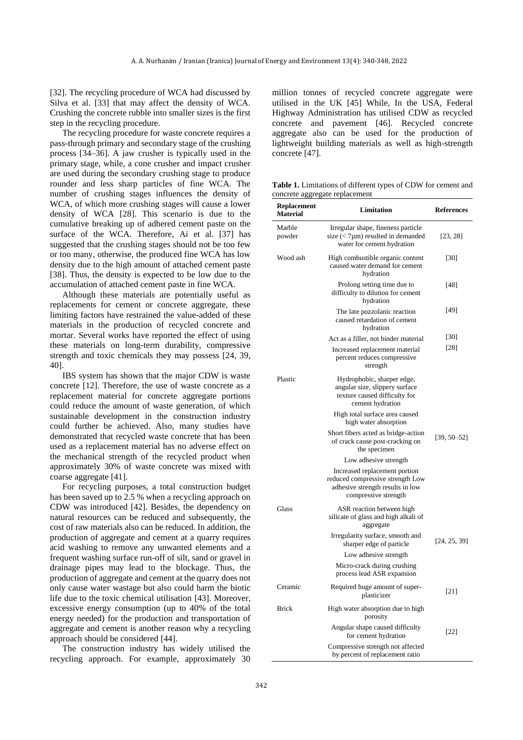[32]. The recycling procedure of WCA had discussed by Silva et al. [33] that may affect the density of WCA. Crushing the concrete rubble into smaller sizes is the first step in the recycling procedure.

The recycling procedure for waste concrete requires a pass-through primary and secondary stage of the crushing process [34–36]. A jaw crusher is typically used in the primary stage, while, a cone crusher and impact crusher are used during the secondary crushing stage to produce rounder and less sharp particles of fine WCA. The number of crushing stages influences the density of WCA, of which more crushing stages will cause a lower density of WCA [28]. This scenario is due to the cumulative breaking up of adhered cement paste on the surface of the WCA. Therefore, Ai et al. [37] has suggested that the crushing stages should not be too few or too many, otherwise, the produced fine WCA has low density due to the high amount of attached cement paste [38]. Thus, the density is expected to be low due to the accumulation of attached cement paste in fine WCA.

Although these materials are potentially useful as replacements for cement or concrete aggregate, these limiting factors have restrained the value-added of these materials in the production of recycled concrete and mortar. Several works have reported the effect of using these materials on long-term durability, compressive strength and toxic chemicals they may possess [24, 39, 40].

IBS system has shown that the major CDW is waste concrete [12]. Therefore, the use of waste concrete as a replacement material for concrete aggregate portions could reduce the amount of waste generation, of which sustainable development in the construction industry could further be achieved. Also, many studies have demonstrated that recycled waste concrete that has been used as a replacement material has no adverse effect on the mechanical strength of the recycled product when approximately 30% of waste concrete was mixed with coarse aggregate [41].

For recycling purposes, a total construction budget has been saved up to 2.5 % when a recycling approach on CDW was introduced [42]. Besides, the dependency on natural resources can be reduced and subsequently, the cost of raw materials also can be reduced. In addition, the production of aggregate and cement at a quarry requires acid washing to remove any unwanted elements and a frequent washing surface run-off of silt, sand or gravel in drainage pipes may lead to the blockage. Thus, the production of aggregate and cement at the quarry does not only cause water wastage but also could harm the biotic life due to the toxic chemical utilisation [43]. Moreover, excessive energy consumption (up to 40% of the total energy needed) for the production and transportation of aggregate and cement is another reason why a recycling approach should be considered [44].

The construction industry has widely utilised the recycling approach. For example, approximately 30 million tonnes of recycled concrete aggregate were utilised in the UK [45] While, In the USA, Federal Highway Administration has utilised CDW as recycled concrete and pavement [46]. Recycled concrete aggregate also can be used for the production of lightweight building materials as well as high-strength concrete [47].

**Table 1.** Limitations of different types of CDW for cement and concrete aggregate replacement

| Replacement Material | Limitation | References |
|---|---|---|
| Marble powder | Irregular shape, fineness particle size (< 7μm) resulted in demanded water for cement hydration | [23, 28] |
| Wood ash | High combustible organic content caused water demand for cement hydration | [30] |
| | Prolong setting time due to difficulty to dilution for cement hydration | [48] |
| | The late pozzolanic reaction caused retardation of cement hydration | [49] |
| | Act as a filler, not binder material | [30] |
| | Increased replacement material percent reduces compressive strength | [28] |
| Plastic | Hydrophobic, sharper edge, angular size, slippery surface texture caused difficulty for cement hydration | [39, 50–52] |
| | High total surface area caused high water absorption | |
| | Short fibers acted as bridge-action of crack cause post-cracking on the specimen | |
| | Low adhesive strength | |
| | Increased replacement portion reduced compressive strength Low adhesive strength results in low compressive strength | |
| Glass | ASR reaction between high silicate of glass and high alkali of aggregate | [24, 25, 39] |
| | Irregularity surface, smooth and sharper edge of particle | |
| | Low adhesive strength | |
| | Micro-crack during crushing process lead ASR expansion | |
| Ceramic | Required huge amount of super-plasticizer | [21] |
| Brick | High water absorption due to high porosity | [22] |
| | Angular shape caused difficulty for cement hydration | |
| | Compressive strength not affected by percent of replacement ratio | |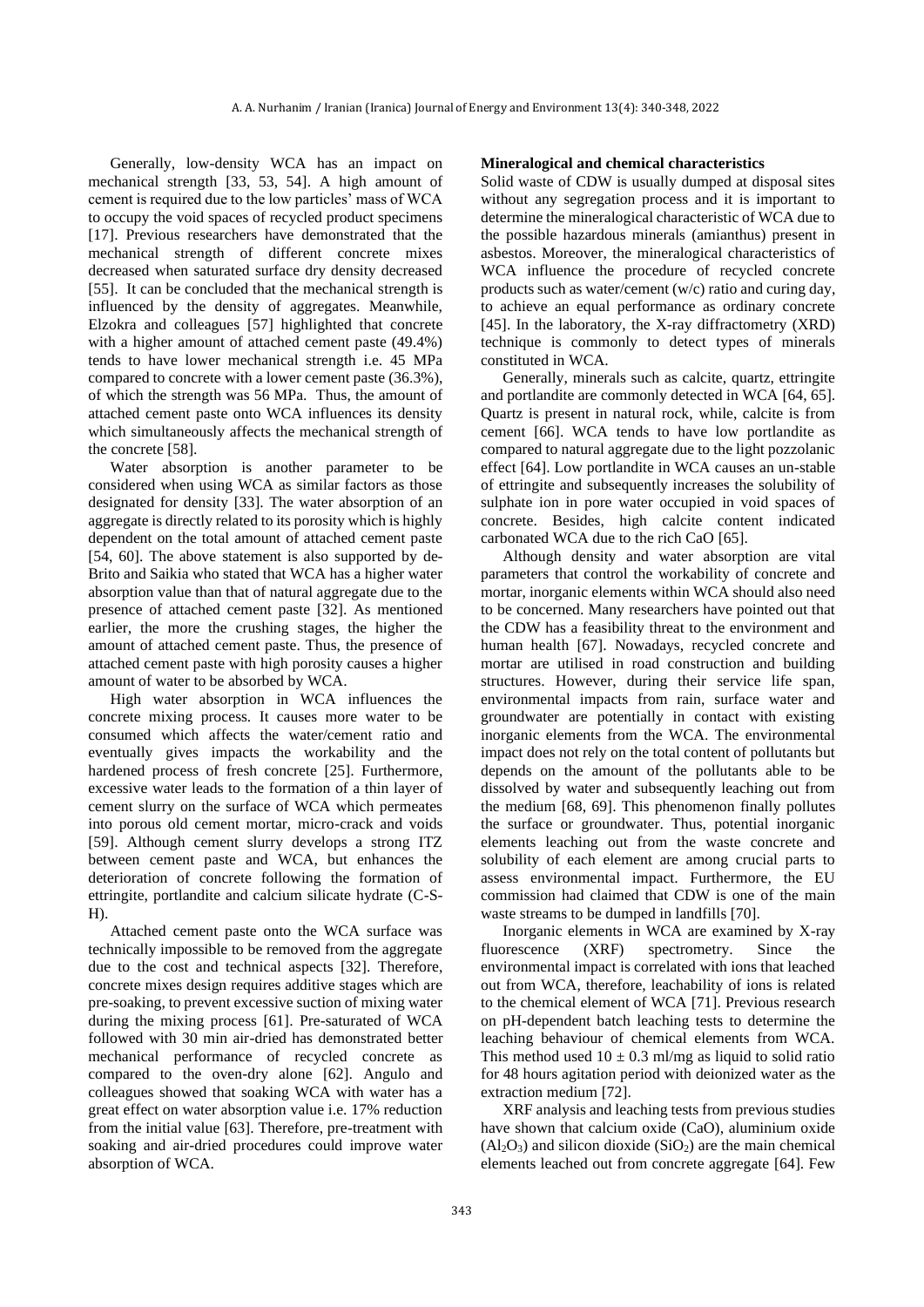Generally, low-density WCA has an impact on mechanical strength [33, 53, 54]. A high amount of cement is required due to the low particles' mass of WCA to occupy the void spaces of recycled product specimens [17]. Previous researchers have demonstrated that the mechanical strength of different concrete mixes decreased when saturated surface dry density decreased [55]. It can be concluded that the mechanical strength is influenced by the density of aggregates. Meanwhile, Elzokra and colleagues [57] highlighted that concrete with a higher amount of attached cement paste (49.4%) tends to have lower mechanical strength i.e. 45 MPa compared to concrete with a lower cement paste (36.3%), of which the strength was 56 MPa. Thus, the amount of attached cement paste onto WCA influences its density which simultaneously affects the mechanical strength of the concrete [58].

Water absorption is another parameter to be considered when using WCA as similar factors as those designated for density [33]. The water absorption of an aggregate is directly related to its porosity which is highly dependent on the total amount of attached cement paste [54, 60]. The above statement is also supported by de-Brito and Saikia who stated that WCA has a higher water absorption value than that of natural aggregate due to the presence of attached cement paste [32]. As mentioned earlier, the more the crushing stages, the higher the amount of attached cement paste. Thus, the presence of attached cement paste with high porosity causes a higher amount of water to be absorbed by WCA.

High water absorption in WCA influences the concrete mixing process. It causes more water to be consumed which affects the water/cement ratio and eventually gives impacts the workability and the hardened process of fresh concrete [25]. Furthermore, excessive water leads to the formation of a thin layer of cement slurry on the surface of WCA which permeates into porous old cement mortar, micro-crack and voids [59]. Although cement slurry develops a strong ITZ between cement paste and WCA, but enhances the deterioration of concrete following the formation of ettringite, portlandite and calcium silicate hydrate (C-S-H).

Attached cement paste onto the WCA surface was technically impossible to be removed from the aggregate due to the cost and technical aspects [32]. Therefore, concrete mixes design requires additive stages which are pre-soaking, to prevent excessive suction of mixing water during the mixing process [61]. Pre-saturated of WCA followed with 30 min air-dried has demonstrated better mechanical performance of recycled concrete as compared to the oven-dry alone [62]. Angulo and colleagues showed that soaking WCA with water has a great effect on water absorption value i.e. 17% reduction from the initial value [63]. Therefore, pre-treatment with soaking and air-dried procedures could improve water absorption of WCA.

**Mineralogical and chemical characteristics**

Solid waste of CDW is usually dumped at disposal sites without any segregation process and it is important to determine the mineralogical characteristic of WCA due to the possible hazardous minerals (amianthus) present in asbestos. Moreover, the mineralogical characteristics of WCA influence the procedure of recycled concrete products such as water/cement (w/c) ratio and curing day, to achieve an equal performance as ordinary concrete [45]. In the laboratory, the X-ray diffractometry (XRD) technique is commonly to detect types of minerals constituted in WCA.

Generally, minerals such as calcite, quartz, ettringite and portlandite are commonly detected in WCA [64, 65]. Quartz is present in natural rock, while, calcite is from cement [66]. WCA tends to have low portlandite as compared to natural aggregate due to the light pozzolanic effect [64]. Low portlandite in WCA causes an un-stable of ettringite and subsequently increases the solubility of sulphate ion in pore water occupied in void spaces of concrete. Besides, high calcite content indicated carbonated WCA due to the rich CaO [65].

Although density and water absorption are vital parameters that control the workability of concrete and mortar, inorganic elements within WCA should also need to be concerned. Many researchers have pointed out that the CDW has a feasibility threat to the environment and human health [67]. Nowadays, recycled concrete and mortar are utilised in road construction and building structures. However, during their service life span, environmental impacts from rain, surface water and groundwater are potentially in contact with existing inorganic elements from the WCA. The environmental impact does not rely on the total content of pollutants but depends on the amount of the pollutants able to be dissolved by water and subsequently leaching out from the medium [68, 69]. This phenomenon finally pollutes the surface or groundwater. Thus, potential inorganic elements leaching out from the waste concrete and solubility of each element are among crucial parts to assess environmental impact. Furthermore, the EU commission had claimed that CDW is one of the main waste streams to be dumped in landfills [70].

Inorganic elements in WCA are examined by X-ray fluorescence (XRF) spectrometry. Since the environmental impact is correlated with ions that leached out from WCA, therefore, leachability of ions is related to the chemical element of WCA [71]. Previous research on pH-dependent batch leaching tests to determine the leaching behaviour of chemical elements from WCA. This method used $10 \pm 0.3$ ml/mg as liquid to solid ratio for 48 hours agitation period with deionized water as the extraction medium [72].

XRF analysis and leaching tests from previous studies have shown that calcium oxide (CaO), aluminium oxide ($Al_2O_3$) and silicon dioxide ($SiO_2$) are the main chemical elements leached out from concrete aggregate [64]. Few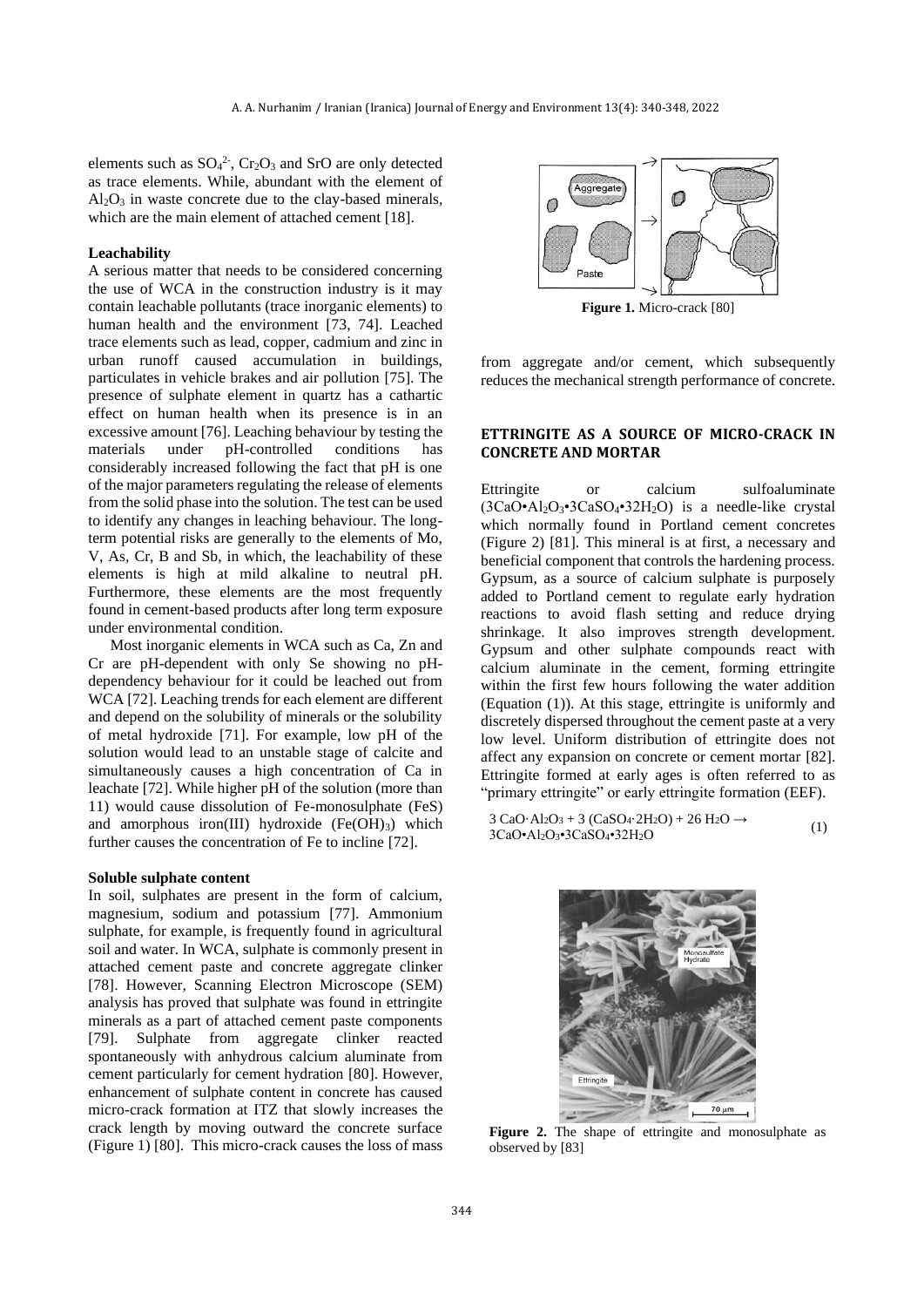elements such as $SO_4^{2-}$, $Cr_2O_3$ and SrO are only detected as trace elements. While, abundant with the element of $Al_2O_3$ in waste concrete due to the clay-based minerals, which are the main element of attached cement [18].

### Leachability

A serious matter that needs to be considered concerning the use of WCA in the construction industry is it may contain leachable pollutants (trace inorganic elements) to human health and the environment [73, 74]. Leached trace elements such as lead, copper, cadmium and zinc in urban runoff caused accumulation in buildings, particulates in vehicle brakes and air pollution [75]. The presence of sulphate element in quartz has a cathartic effect on human health when its presence is in an excessive amount [76]. Leaching behaviour by testing the materials under pH-controlled conditions has considerably increased following the fact that pH is one of the major parameters regulating the release of elements from the solid phase into the solution. The test can be used to identify any changes in leaching behaviour. The long-term potential risks are generally to the elements of Mo, V, As, Cr, B and Sb, in which, the leachability of these elements is high at mild alkaline to neutral pH. Furthermore, these elements are the most frequently found in cement-based products after long term exposure under environmental condition.

Most inorganic elements in WCA such as Ca, Zn and Cr are pH-dependent with only Se showing no pH-dependency behaviour for it could be leached out from WCA [72]. Leaching trends for each element are different and depend on the solubility of minerals or the solubility of metal hydroxide [71]. For example, low pH of the solution would lead to an unstable stage of calcite and simultaneously causes a high concentration of Ca in leachate [72]. While higher pH of the solution (more than 11) would cause dissolution of Fe-monosulphate (FeS) and amorphous iron(III) hydroxide ($Fe(OH)_3$) which further causes the concentration of Fe to incline [72].

### Soluble sulphate content

In soil, sulphates are present in the form of calcium, magnesium, sodium and potassium [77]. Ammonium sulphate, for example, is frequently found in agricultural soil and water. In WCA, sulphate is commonly present in attached cement paste and concrete aggregate clinker [78]. However, Scanning Electron Microscope (SEM) analysis has proved that sulphate was found in ettringite minerals as a part of attached cement paste components [79]. Sulphate from aggregate clinker reacted spontaneously with anhydrous calcium aluminate from cement particularly for cement hydration [80]. However, enhancement of sulphate content in concrete has caused micro-crack formation at ITZ that slowly increases the crack length by moving outward the concrete surface (Figure 1) [80]. This micro-crack causes the loss of mass from aggregate and/or cement, which subsequently reduces the mechanical strength performance of concrete.

**Figure 1.** Micro-crack [80]

## ETTRINGITE AS A SOURCE OF MICRO-CRACK IN CONCRETE AND MORTAR

Ettringite or calcium sulfoaluminate ($3CaO{\bullet}Al_2O_3{\bullet}3CaSO_4{\bullet}32H_2O$) is a needle-like crystal which normally found in Portland cement concretes (Figure 2) [81]. This mineral is at first, a necessary and beneficial component that controls the hardening process. Gypsum, as a source of calcium sulphate is purposely added to Portland cement to regulate early hydration reactions to avoid flash setting and reduce drying shrinkage. It also improves strength development. Gypsum and other sulphate compounds react with calcium aluminate in the cement, forming ettringite within the first few hours following the water addition (Equation (1)). At this stage, ettringite is uniformly and discretely dispersed throughout the cement paste at a very low level. Uniform distribution of ettringite does not affect any expansion on concrete or cement mortar [82]. Ettringite formed at early ages is often referred to as "primary ettringite" or early ettringite formation (EEF).

$$3\,CaO{\cdot}Al_2O_3 + 3\,(CaSO_4{\cdot}2H_2O) + 26\,H_2O \rightarrow 3CaO{\bullet}Al_2O_3{\bullet}3CaSO_4{\bullet}32H_2O \quad (1)$$

**Figure 2.** The shape of ettringite and monosulphate as observed by [83]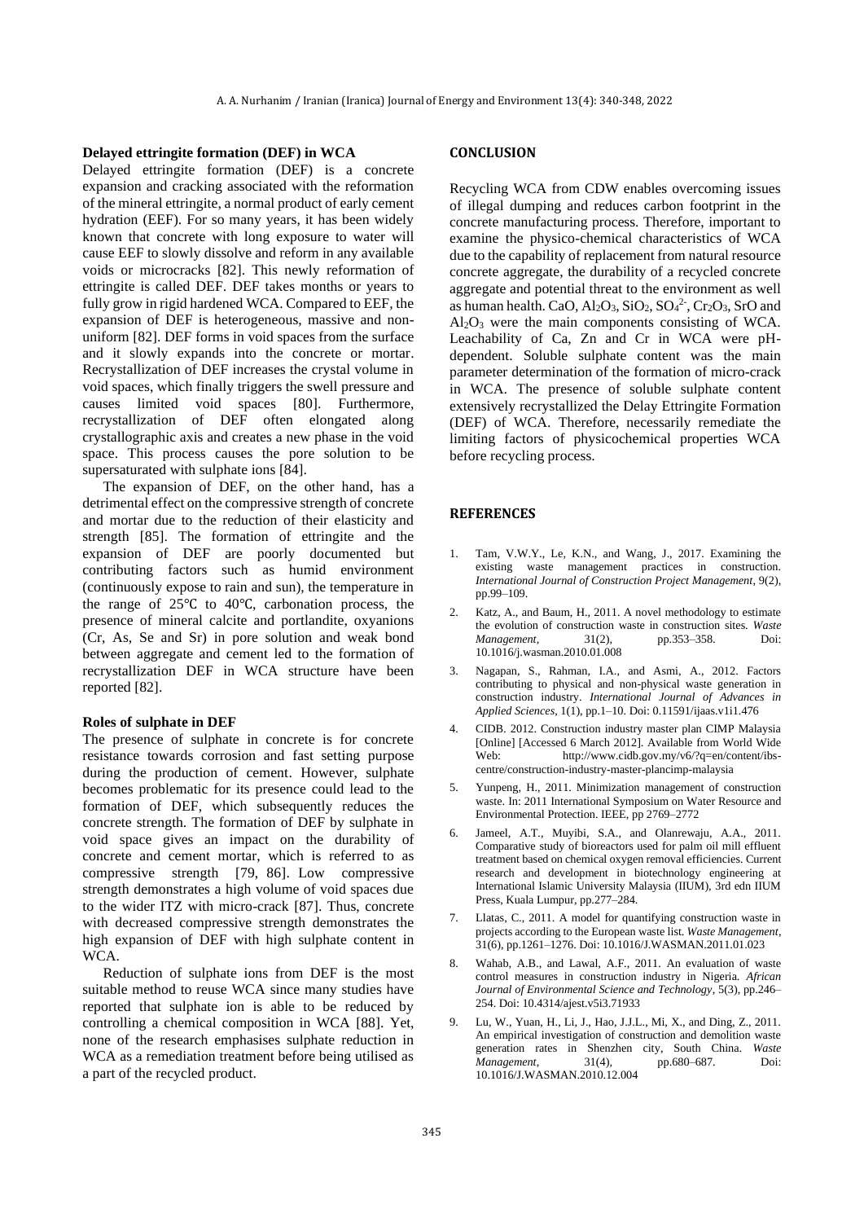**Delayed ettringite formation (DEF) in WCA**

Delayed ettringite formation (DEF) is a concrete expansion and cracking associated with the reformation of the mineral ettringite, a normal product of early cement hydration (EEF). For so many years, it has been widely known that concrete with long exposure to water will cause EEF to slowly dissolve and reform in any available voids or microcracks [82]. This newly reformation of ettringite is called DEF. DEF takes months or years to fully grow in rigid hardened WCA. Compared to EEF, the expansion of DEF is heterogeneous, massive and non-uniform [82]. DEF forms in void spaces from the surface and it slowly expands into the concrete or mortar. Recrystallization of DEF increases the crystal volume in void spaces, which finally triggers the swell pressure and causes limited void spaces [80]. Furthermore, recrystallization of DEF often elongated along crystallographic axis and creates a new phase in the void space. This process causes the pore solution to be supersaturated with sulphate ions [84].

The expansion of DEF, on the other hand, has a detrimental effect on the compressive strength of concrete and mortar due to the reduction of their elasticity and strength [85]. The formation of ettringite and the expansion of DEF are poorly documented but contributing factors such as humid environment (continuously expose to rain and sun), the temperature in the range of 25℃ to 40℃, carbonation process, the presence of mineral calcite and portlandite, oxyanions (Cr, As, Se and Sr) in pore solution and weak bond between aggregate and cement led to the formation of recrystallization DEF in WCA structure have been reported [82].

**Roles of sulphate in DEF**

The presence of sulphate in concrete is for concrete resistance towards corrosion and fast setting purpose during the production of cement. However, sulphate becomes problematic for its presence could lead to the formation of DEF, which subsequently reduces the concrete strength. The formation of DEF by sulphate in void space gives an impact on the durability of concrete and cement mortar, which is referred to as compressive strength [79, 86]. Low compressive strength demonstrates a high volume of void spaces due to the wider ITZ with micro-crack [87]. Thus, concrete with decreased compressive strength demonstrates the high expansion of DEF with high sulphate content in WCA.

Reduction of sulphate ions from DEF is the most suitable method to reuse WCA since many studies have reported that sulphate ion is able to be reduced by controlling a chemical composition in WCA [88]. Yet, none of the research emphasises sulphate reduction in WCA as a remediation treatment before being utilised as a part of the recycled product.

## CONCLUSION

Recycling WCA from CDW enables overcoming issues of illegal dumping and reduces carbon footprint in the concrete manufacturing process. Therefore, important to examine the physico-chemical characteristics of WCA due to the capability of replacement from natural resource concrete aggregate, the durability of a recycled concrete aggregate and potential threat to the environment as well as human health. CaO, $Al_2O_3$, $SiO_2$, $SO_4^{2-}$, $Cr_2O_3$, SrO and $Al_2O_3$ were the main components consisting of WCA. Leachability of Ca, Zn and Cr in WCA were pH-dependent. Soluble sulphate content was the main parameter determination of the formation of micro-crack in WCA. The presence of soluble sulphate content extensively recrystallized the Delay Ettringite Formation (DEF) of WCA. Therefore, necessarily remediate the limiting factors of physicochemical properties WCA before recycling process.

## REFERENCES

1. Tam, V.W.Y., Le, K.N., and Wang, J., 2017. Examining the existing waste management practices in construction. *International Journal of Construction Project Management*, 9(2), pp.99–109.
2. Katz, A., and Baum, H., 2011. A novel methodology to estimate the evolution of construction waste in construction sites. *Waste Management*, 31(2), pp.353–358. Doi: 10.1016/j.wasman.2010.01.008
3. Nagapan, S., Rahman, I.A., and Asmi, A., 2012. Factors contributing to physical and non-physical waste generation in construction industry. *International Journal of Advances in Applied Sciences*, 1(1), pp.1–10. Doi: 0.11591/ijaas.v1i1.476
4. CIDB. 2012. Construction industry master plan CIMP Malaysia [Online] [Accessed 6 March 2012]. Available from World Wide Web: http://www.cidb.gov.my/v6/?q=en/content/ibs-centre/construction-industry-master-plancimp-malaysia
5. Yunpeng, H., 2011. Minimization management of construction waste. In: 2011 International Symposium on Water Resource and Environmental Protection. IEEE, pp 2769–2772
6. Jameel, A.T., Muyibi, S.A., and Olanrewaju, A.A., 2011. Comparative study of bioreactors used for palm oil mill effluent treatment based on chemical oxygen removal efficiencies. Current research and development in biotechnology engineering at International Islamic University Malaysia (IIUM), 3rd edn IIUM Press, Kuala Lumpur, pp.277–284.
7. Llatas, C., 2011. A model for quantifying construction waste in projects according to the European waste list. *Waste Management*, 31(6), pp.1261–1276. Doi: 10.1016/J.WASMAN.2011.01.023
8. Wahab, A.B., and Lawal, A.F., 2011. An evaluation of waste control measures in construction industry in Nigeria. *African Journal of Environmental Science and Technology*, 5(3), pp.246–254. Doi: 10.4314/ajest.v5i3.71933
9. Lu, W., Yuan, H., Li, J., Hao, J.J.L., Mi, X., and Ding, Z., 2011. An empirical investigation of construction and demolition waste generation rates in Shenzhen city, South China. *Waste Management*, 31(4), pp.680–687. Doi: 10.1016/J.WASMAN.2010.12.004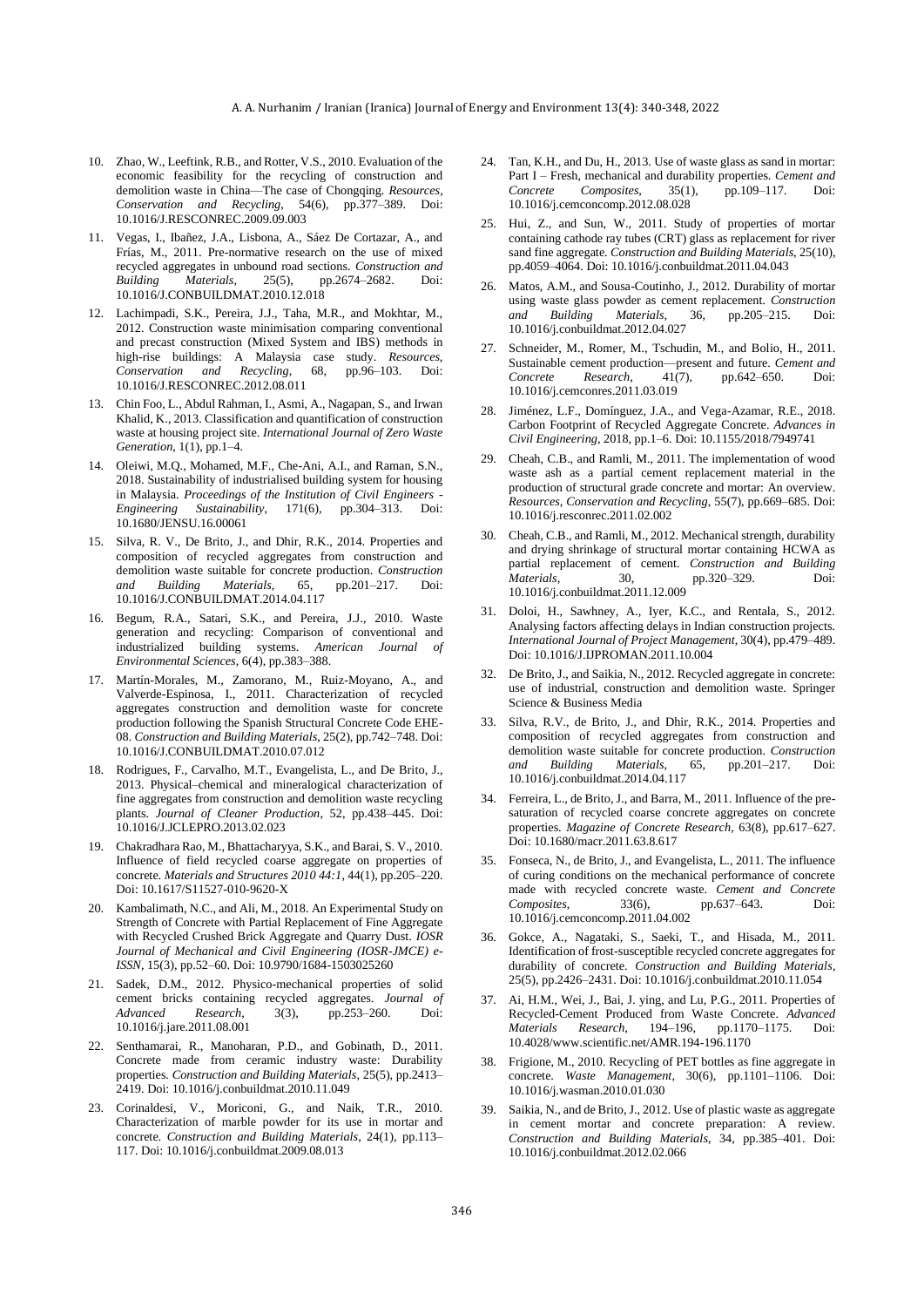10. Zhao, W., Leeftink, R.B., and Rotter, V.S., 2010. Evaluation of the economic feasibility for the recycling of construction and demolition waste in China—The case of Chongqing. *Resources, Conservation and Recycling*, 54(6), pp.377–389. Doi: 10.1016/J.RESCONREC.2009.09.003

11. Vegas, I., Ibañez, J.A., Lisbona, A., Sáez De Cortazar, A., and Frías, M., 2011. Pre-normative research on the use of mixed recycled aggregates in unbound road sections. *Construction and Building Materials*, 25(5), pp.2674–2682. Doi: 10.1016/J.CONBUILDMAT.2010.12.018

12. Lachimpadi, S.K., Pereira, J.J., Taha, M.R., and Mokhtar, M., 2012. Construction waste minimisation comparing conventional and precast construction (Mixed System and IBS) methods in high-rise buildings: A Malaysia case study. *Resources, Conservation and Recycling*, 68, pp.96–103. Doi: 10.1016/J.RESCONREC.2012.08.011

13. Chin Foo, L., Abdul Rahman, I., Asmi, A., Nagapan, S., and Irwan Khalid, K., 2013. Classification and quantification of construction waste at housing project site. *International Journal of Zero Waste Generation*, 1(1), pp.1–4.

14. Oleiwi, M.Q., Mohamed, M.F., Che-Ani, A.I., and Raman, S.N., 2018. Sustainability of industrialised building system for housing in Malaysia. *Proceedings of the Institution of Civil Engineers - Engineering Sustainability*, 171(6), pp.304–313. Doi: 10.1680/JENSU.16.00061

15. Silva, R. V., De Brito, J., and Dhir, R.K., 2014. Properties and composition of recycled aggregates from construction and demolition waste suitable for concrete production. *Construction and Building Materials*, 65, pp.201–217. Doi: 10.1016/J.CONBUILDMAT.2014.04.117

16. Begum, R.A., Satari, S.K., and Pereira, J.J., 2010. Waste generation and recycling: Comparison of conventional and industrialized building systems. *American Journal of Environmental Sciences*, 6(4), pp.383–388.

17. Martín-Morales, M., Zamorano, M., Ruiz-Moyano, A., and Valverde-Espinosa, I., 2011. Characterization of recycled aggregates construction and demolition waste for concrete production following the Spanish Structural Concrete Code EHE-08. *Construction and Building Materials*, 25(2), pp.742–748. Doi: 10.1016/J.CONBUILDMAT.2010.07.012

18. Rodrigues, F., Carvalho, M.T., Evangelista, L., and De Brito, J., 2013. Physical–chemical and mineralogical characterization of fine aggregates from construction and demolition waste recycling plants. *Journal of Cleaner Production*, 52, pp.438–445. Doi: 10.1016/J.JCLEPRO.2013.02.023

19. Chakradhara Rao, M., Bhattacharyya, S.K., and Barai, S. V., 2010. Influence of field recycled coarse aggregate on properties of concrete. *Materials and Structures 2010 44:1*, 44(1), pp.205–220. Doi: 10.1617/S11527-010-9620-X

20. Kambalimath, N.C., and Ali, M., 2018. An Experimental Study on Strength of Concrete with Partial Replacement of Fine Aggregate with Recycled Crushed Brick Aggregate and Quarry Dust. *IOSR Journal of Mechanical and Civil Engineering (IOSR-JMCE) e-ISSN*, 15(3), pp.52–60. Doi: 10.9790/1684-1503025260

21. Sadek, D.M., 2012. Physico-mechanical properties of solid cement bricks containing recycled aggregates. *Journal of Advanced Research*, 3(3), pp.253–260. Doi: 10.1016/j.jare.2011.08.001

22. Senthamarai, R., Manoharan, P.D., and Gobinath, D., 2011. Concrete made from ceramic industry waste: Durability properties. *Construction and Building Materials*, 25(5), pp.2413–2419. Doi: 10.1016/j.conbuildmat.2010.11.049

23. Corinaldesi, V., Moriconi, G., and Naik, T.R., 2010. Characterization of marble powder for its use in mortar and concrete. *Construction and Building Materials*, 24(1), pp.113–117. Doi: 10.1016/j.conbuildmat.2009.08.013

24. Tan, K.H., and Du, H., 2013. Use of waste glass as sand in mortar: Part I – Fresh, mechanical and durability properties. *Cement and Concrete Composites*, 35(1), pp.109–117. Doi: 10.1016/j.cemconcomp.2012.08.028

25. Hui, Z., and Sun, W., 2011. Study of properties of mortar containing cathode ray tubes (CRT) glass as replacement for river sand fine aggregate. *Construction and Building Materials*, 25(10), pp.4059–4064. Doi: 10.1016/j.conbuildmat.2011.04.043

26. Matos, A.M., and Sousa-Coutinho, J., 2012. Durability of mortar using waste glass powder as cement replacement. *Construction and Building Materials*, 36, pp.205–215. Doi: 10.1016/j.conbuildmat.2012.04.027

27. Schneider, M., Romer, M., Tschudin, M., and Bolio, H., 2011. Sustainable cement production—present and future. *Cement and Concrete Research*, 41(7), pp.642–650. Doi: 10.1016/j.cemconres.2011.03.019

28. Jiménez, L.F., Domínguez, J.A., and Vega-Azamar, R.E., 2018. Carbon Footprint of Recycled Aggregate Concrete. *Advances in Civil Engineering*, 2018, pp.1–6. Doi: 10.1155/2018/7949741

29. Cheah, C.B., and Ramli, M., 2011. The implementation of wood waste ash as a partial cement replacement material in the production of structural grade concrete and mortar: An overview. *Resources, Conservation and Recycling*, 55(7), pp.669–685. Doi: 10.1016/j.resconrec.2011.02.002

30. Cheah, C.B., and Ramli, M., 2012. Mechanical strength, durability and drying shrinkage of structural mortar containing HCWA as partial replacement of cement. *Construction and Building Materials*, 30, pp.320–329. Doi: 10.1016/j.conbuildmat.2011.12.009

31. Doloi, H., Sawhney, A., Iyer, K.C., and Rentala, S., 2012. Analysing factors affecting delays in Indian construction projects. *International Journal of Project Management*, 30(4), pp.479–489. Doi: 10.1016/J.IJPROMAN.2011.10.004

32. De Brito, J., and Saikia, N., 2012. Recycled aggregate in concrete: use of industrial, construction and demolition waste. Springer Science & Business Media

33. Silva, R.V., de Brito, J., and Dhir, R.K., 2014. Properties and composition of recycled aggregates from construction and demolition waste suitable for concrete production. *Construction and Building Materials*, 65, pp.201–217. Doi: 10.1016/j.conbuildmat.2014.04.117

34. Ferreira, L., de Brito, J., and Barra, M., 2011. Influence of the pre-saturation of recycled coarse concrete aggregates on concrete properties. *Magazine of Concrete Research*, 63(8), pp.617–627. Doi: 10.1680/macr.2011.63.8.617

35. Fonseca, N., de Brito, J., and Evangelista, L., 2011. The influence of curing conditions on the mechanical performance of concrete made with recycled concrete waste. *Cement and Concrete Composites*, 33(6), pp.637–643. Doi: 10.1016/j.cemconcomp.2011.04.002

36. Gokce, A., Nagataki, S., Saeki, T., and Hisada, M., 2011. Identification of frost-susceptible recycled concrete aggregates for durability of concrete. *Construction and Building Materials*, 25(5), pp.2426–2431. Doi: 10.1016/j.conbuildmat.2010.11.054

37. Ai, H.M., Wei, J., Bai, J. ying, and Lu, P.G., 2011. Properties of Recycled-Cement Produced from Waste Concrete. *Advanced Materials Research*, 194–196, pp.1170–1175. Doi: 10.4028/www.scientific.net/AMR.194-196.1170

38. Frigione, M., 2010. Recycling of PET bottles as fine aggregate in concrete. *Waste Management*, 30(6), pp.1101–1106. Doi: 10.1016/j.wasman.2010.01.030

39. Saikia, N., and de Brito, J., 2012. Use of plastic waste as aggregate in cement mortar and concrete preparation: A review. *Construction and Building Materials*, 34, pp.385–401. Doi: 10.1016/j.conbuildmat.2012.02.066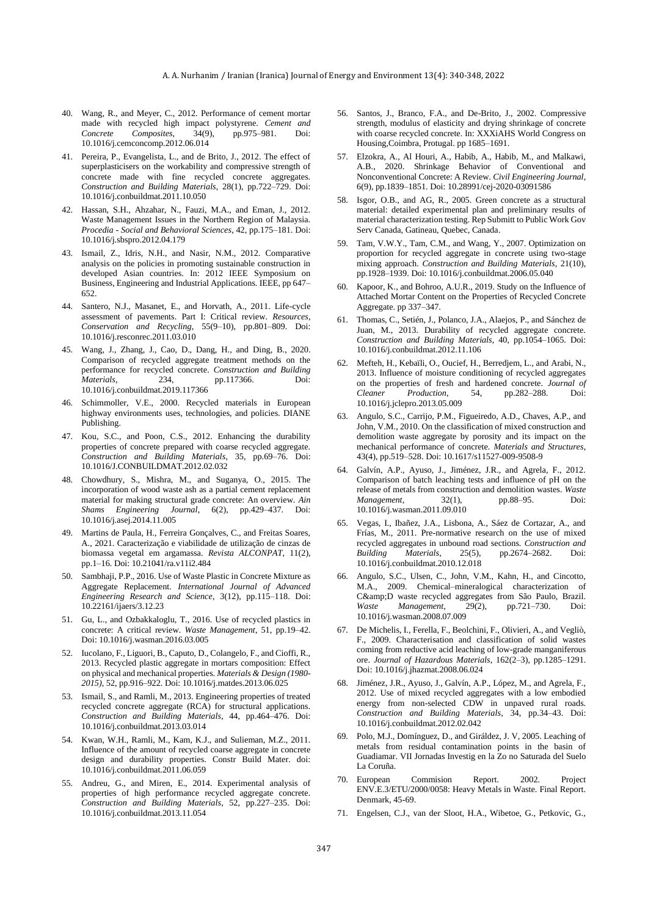40. Wang, R., and Meyer, C., 2012. Performance of cement mortar made with recycled high impact polystyrene. *Cement and Concrete Composites*, 34(9), pp.975–981. Doi: 10.1016/j.cemconcomp.2012.06.014

41. Pereira, P., Evangelista, L., and de Brito, J., 2012. The effect of superplasticisers on the workability and compressive strength of concrete made with fine recycled concrete aggregates. *Construction and Building Materials*, 28(1), pp.722–729. Doi: 10.1016/j.conbuildmat.2011.10.050

42. Hassan, S.H., Ahzahar, N., Fauzi, M.A., and Eman, J., 2012. Waste Management Issues in the Northern Region of Malaysia. *Procedia - Social and Behavioral Sciences*, 42, pp.175–181. Doi: 10.1016/j.sbspro.2012.04.179

43. Ismail, Z., Idris, N.H., and Nasir, N.M., 2012. Comparative analysis on the policies in promoting sustainable construction in developed Asian countries. In: 2012 IEEE Symposium on Business, Engineering and Industrial Applications. IEEE, pp 647–652.

44. Santero, N.J., Masanet, E., and Horvath, A., 2011. Life-cycle assessment of pavements. Part I: Critical review. *Resources, Conservation and Recycling*, 55(9–10), pp.801–809. Doi: 10.1016/j.resconrec.2011.03.010

45. Wang, J., Zhang, J., Cao, D., Dang, H., and Ding, B., 2020. Comparison of recycled aggregate treatment methods on the performance for recycled concrete. *Construction and Building Materials*, 234, pp.117366. Doi: 10.1016/j.conbuildmat.2019.117366

46. Schimmoller, V.E., 2000. Recycled materials in European highway environments uses, technologies, and policies. DIANE Publishing.

47. Kou, S.C., and Poon, C.S., 2012. Enhancing the durability properties of concrete prepared with coarse recycled aggregate. *Construction and Building Materials*, 35, pp.69–76. Doi: 10.1016/J.CONBUILDMAT.2012.02.032

48. Chowdhury, S., Mishra, M., and Suganya, O., 2015. The incorporation of wood waste ash as a partial cement replacement material for making structural grade concrete: An overview. *Ain Shams Engineering Journal*, 6(2), pp.429–437. Doi: 10.1016/j.asej.2014.11.005

49. Martins de Paula, H., Ferreira Gonçalves, C., and Freitas Soares, A., 2021. Caracterização e viabilidade de utilização de cinzas de biomassa vegetal em argamassa. *Revista ALCONPAT*, 11(2), pp.1–16. Doi: 10.21041/ra.v11i2.484

50. Sambhaji, P.P., 2016. Use of Waste Plastic in Concrete Mixture as Aggregate Replacement. *International Journal of Advanced Engineering Research and Science*, 3(12), pp.115–118. Doi: 10.22161/ijaers/3.12.23

51. Gu, L., and Ozbakkaloglu, T., 2016. Use of recycled plastics in concrete: A critical review. *Waste Management*, 51, pp.19–42. Doi: 10.1016/j.wasman.2016.03.005

52. Iucolano, F., Liguori, B., Caputo, D., Colangelo, F., and Cioffi, R., 2013. Recycled plastic aggregate in mortars composition: Effect on physical and mechanical properties. *Materials & Design (1980-2015)*, 52, pp.916–922. Doi: 10.1016/j.matdes.2013.06.025

53. Ismail, S., and Ramli, M., 2013. Engineering properties of treated recycled concrete aggregate (RCA) for structural applications. *Construction and Building Materials*, 44, pp.464–476. Doi: 10.1016/j.conbuildmat.2013.03.014

54. Kwan, W.H., Ramli, M., Kam, K.J., and Sulieman, M.Z., 2011. Influence of the amount of recycled coarse aggregate in concrete design and durability properties. Constr Build Mater. doi: 10.1016/j.conbuildmat.2011.06.059

55. Andreu, G., and Miren, E., 2014. Experimental analysis of properties of high performance recycled aggregate concrete. *Construction and Building Materials*, 52, pp.227–235. Doi: 10.1016/j.conbuildmat.2013.11.054

56. Santos, J., Branco, F.A., and De-Brito, J., 2002. Compressive strength, modulus of elasticity and drying shrinkage of concrete with coarse recycled concrete. In: XXXiAHS World Congress on Housing,Coimbra, Protugal. pp 1685–1691.

57. Elzokra, A., Al Houri, A., Habib, A., Habib, M., and Malkawi, A.B., 2020. Shrinkage Behavior of Conventional and Nonconventional Concrete: A Review. *Civil Engineering Journal*, 6(9), pp.1839–1851. Doi: 10.28991/cej-2020-03091586

58. Isgor, O.B., and AG, R., 2005. Green concrete as a structural material: detailed experimental plan and preliminary results of material characterization testing. Rep Submitt to Public Work Gov Serv Canada, Gatineau, Quebec, Canada.

59. Tam, V.W.Y., Tam, C.M., and Wang, Y., 2007. Optimization on proportion for recycled aggregate in concrete using two-stage mixing approach. *Construction and Building Materials*, 21(10), pp.1928–1939. Doi: 10.1016/j.conbuildmat.2006.05.040

60. Kapoor, K., and Bohroo, A.U.R., 2019. Study on the Influence of Attached Mortar Content on the Properties of Recycled Concrete Aggregate. pp 337–347.

61. Thomas, C., Setién, J., Polanco, J.A., Alaejos, P., and Sánchez de Juan, M., 2013. Durability of recycled aggregate concrete. *Construction and Building Materials*, 40, pp.1054–1065. Doi: 10.1016/j.conbuildmat.2012.11.106

62. Mefteh, H., Kebaïli, O., Oucief, H., Berredjem, L., and Arabi, N., 2013. Influence of moisture conditioning of recycled aggregates on the properties of fresh and hardened concrete. *Journal of Cleaner Production*, 54, pp.282–288. Doi: 10.1016/j.jclepro.2013.05.009

63. Angulo, S.C., Carrijo, P.M., Figueiredo, A.D., Chaves, A.P., and John, V.M., 2010. On the classification of mixed construction and demolition waste aggregate by porosity and its impact on the mechanical performance of concrete. *Materials and Structures*, 43(4), pp.519–528. Doi: 10.1617/s11527-009-9508-9

64. Galvín, A.P., Ayuso, J., Jiménez, J.R., and Agrela, F., 2012. Comparison of batch leaching tests and influence of pH on the release of metals from construction and demolition wastes. *Waste Management*, 32(1), pp.88–95. Doi: 10.1016/j.wasman.2011.09.010

65. Vegas, I., Ibañez, J.A., Lisbona, A., Sáez de Cortazar, A., and Frías, M., 2011. Pre-normative research on the use of mixed recycled aggregates in unbound road sections. *Construction and Building Materials*, 25(5), pp.2674–2682. Doi: 10.1016/j.conbuildmat.2010.12.018

66. Angulo, S.C., Ulsen, C., John, V.M., Kahn, H., and Cincotto, M.A., 2009. Chemical–mineralogical characterization of C&amp;D waste recycled aggregates from São Paulo, Brazil. *Waste Management*, 29(2), pp.721–730. Doi: 10.1016/j.wasman.2008.07.009

67. De Michelis, I., Ferella, F., Beolchini, F., Olivieri, A., and Vegliò, F., 2009. Characterisation and classification of solid wastes coming from reductive acid leaching of low-grade manganiferous ore. *Journal of Hazardous Materials*, 162(2–3), pp.1285–1291. Doi: 10.1016/j.jhazmat.2008.06.024

68. Jiménez, J.R., Ayuso, J., Galvín, A.P., López, M., and Agrela, F., 2012. Use of mixed recycled aggregates with a low embodied energy from non-selected CDW in unpaved rural roads. *Construction and Building Materials*, 34, pp.34–43. Doi: 10.1016/j.conbuildmat.2012.02.042

69. Polo, M.J., Domínguez, D., and Giráldez, J. V, 2005. Leaching of metals from residual contamination points in the basin of Guadiamar. VII Jornadas Investig en la Zo no Saturada del Suelo La Coruña.

70. European Commision Report. 2002. Project ENV.E.3/ETU/2000/0058: Heavy Metals in Waste. Final Report. Denmark, 45-69.

71. Engelsen, C.J., van der Sloot, H.A., Wibetoe, G., Petkovic, G.,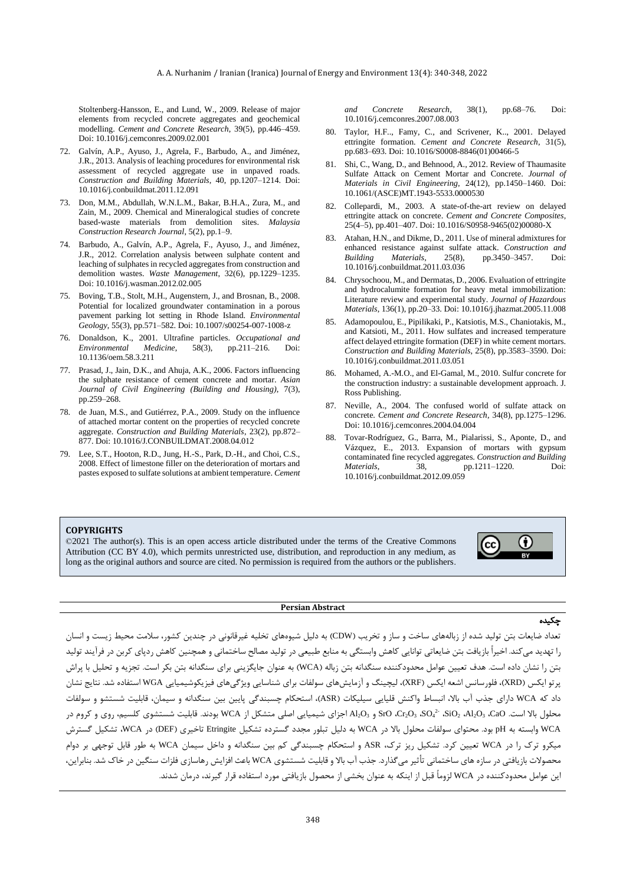Stoltenberg-Hansson, E., and Lund, W., 2009. Release of major elements from recycled concrete aggregates and geochemical modelling. *Cement and Concrete Research*, 39(5), pp.446–459. Doi: 10.1016/j.cemconres.2009.02.001

72. Galvín, A.P., Ayuso, J., Agrela, F., Barbudo, A., and Jiménez, J.R., 2013. Analysis of leaching procedures for environmental risk assessment of recycled aggregate use in unpaved roads. *Construction and Building Materials*, 40, pp.1207–1214. Doi: 10.1016/j.conbuildmat.2011.12.091
73. Don, M.M., Abdullah, W.N.L.M., Bakar, B.H.A., Zura, M., and Zain, M., 2009. Chemical and Mineralogical studies of concrete based-waste materials from demolition sites. *Malaysia Construction Research Journal*, 5(2), pp.1–9.
74. Barbudo, A., Galvín, A.P., Agrela, F., Ayuso, J., and Jiménez, J.R., 2012. Correlation analysis between sulphate content and leaching of sulphates in recycled aggregates from construction and demolition wastes. *Waste Management*, 32(6), pp.1229–1235. Doi: 10.1016/j.wasman.2012.02.005
75. Boving, T.B., Stolt, M.H., Augenstern, J., and Brosnan, B., 2008. Potential for localized groundwater contamination in a porous pavement parking lot setting in Rhode Island. *Environmental Geology*, 55(3), pp.571–582. Doi: 10.1007/s00254-007-1008-z
76. Donaldson, K., 2001. Ultrafine particles. *Occupational and Environmental Medicine*, 58(3), pp.211–216. Doi: 10.1136/oem.58.3.211
77. Prasad, J., Jain, D.K., and Ahuja, A.K., 2006. Factors influencing the sulphate resistance of cement concrete and mortar. *Asian Journal of Civil Engineering (Building and Housing)*, 7(3), pp.259–268.
78. de Juan, M.S., and Gutiérrez, P.A., 2009. Study on the influence of attached mortar content on the properties of recycled concrete aggregate. *Construction and Building Materials*, 23(2), pp.872–877. Doi: 10.1016/J.CONBUILDMAT.2008.04.012
79. Lee, S.T., Hooton, R.D., Jung, H.-S., Park, D.-H., and Choi, C.S., 2008. Effect of limestone filler on the deterioration of mortars and pastes exposed to sulfate solutions at ambient temperature. *Cement and Concrete Research*, 38(1), pp.68–76. Doi: 10.1016/j.cemconres.2007.08.003
80. Taylor, H.F.., Famy, C., and Scrivener, K.., 2001. Delayed ettringite formation. *Cement and Concrete Research*, 31(5), pp.683–693. Doi: 10.1016/S0008-8846(01)00466-5
81. Shi, C., Wang, D., and Behnood, A., 2012. Review of Thaumasite Sulfate Attack on Cement Mortar and Concrete. *Journal of Materials in Civil Engineering*, 24(12), pp.1450–1460. Doi: 10.1061/(ASCE)MT.1943-5533.0000530
82. Collepardi, M., 2003. A state-of-the-art review on delayed ettringite attack on concrete. *Cement and Concrete Composites*, 25(4–5), pp.401–407. Doi: 10.1016/S0958-9465(02)00080-X
83. Atahan, H.N., and Dikme, D., 2011. Use of mineral admixtures for enhanced resistance against sulfate attack. *Construction and Building Materials*, 25(8), pp.3450–3457. Doi: 10.1016/j.conbuildmat.2011.03.036
84. Chrysochoou, M., and Dermatas, D., 2006. Evaluation of ettringite and hydrocalumite formation for heavy metal immobilization: Literature review and experimental study. *Journal of Hazardous Materials*, 136(1), pp.20–33. Doi: 10.1016/j.jhazmat.2005.11.008
85. Adamopoulou, E., Pipilikaki, P., Katsiotis, M.S., Chaniotakis, M., and Katsioti, M., 2011. How sulfates and increased temperature affect delayed ettringite formation (DEF) in white cement mortars. *Construction and Building Materials*, 25(8), pp.3583–3590. Doi: 10.1016/j.conbuildmat.2011.03.051
86. Mohamed, A.-M.O., and El-Gamal, M., 2010. Sulfur concrete for the construction industry: a sustainable development approach. J. Ross Publishing.
87. Neville, A., 2004. The confused world of sulfate attack on concrete. *Cement and Concrete Research*, 34(8), pp.1275–1296. Doi: 10.1016/j.cemconres.2004.04.004
88. Tovar-Rodríguez, G., Barra, M., Pialarissi, S., Aponte, D., and Vázquez, E., 2013. Expansion of mortars with gypsum contaminated fine recycled aggregates. *Construction and Building Materials*, 38, pp.1211–1220. Doi: 10.1016/j.conbuildmat.2012.09.059

**COPYRIGHTS**

©2021 The author(s). This is an open access article distributed under the terms of the Creative Commons Attribution (CC BY 4.0), which permits unrestricted use, distribution, and reproduction in any medium, as long as the original authors and source are cited. No permission is required from the authors or the publishers.

**Persian Abstract**

**چکیده**

تعداد ضایعات بتن تولید شده از زباله‌های ساخت و ساز و تخریب (CDW) به دلیل شیوه‌های تخلیه غیرقانونی در چندین کشور، سلامت محیط زیست و انسان را تهدید می‌کند. اخیراً بازیافت بتن ضایعاتی توانایی کاهش وابستگی به منابع طبیعی در تولید مصالح ساختمانی و همچنین کاهش ردپای کربن در فرآیند تولید بتن را نشان داده است. هدف تعیین عوامل محدودکننده سنگدانه بتن زباله (WCA) به عنوان جایگزینی برای سنگدانه بتن بکر است. تجزیه و تحلیل با پراش پرتو ایکس (XRD)، فلورسانس اشعه ایکس (XRF)، لیچینگ و آزمایش‌های سولفات برای شناسایی ویژگی‌های فیزیکوشیمیایی WGA استفاده شد. نتایج نشان داد که WCA دارای جذب آب بالا، انبساط واکنش قلیایی سیلیکات (ASR)، استحکام چسبندگی پایین بین سنگدانه و سیمان، قابلیت شستشو و سولفات محلول بالا است. CaO، $Al_2O_3$، $SiO_2$، $SO_4^{2-}$، $Cr_2O_3$، SrO و $Al_2O_3$ اجزای شیمیایی اصلی متشکل از WCA بودند. قابلیت شستشوی کلسیم، روی و کروم در WCA وابسته به pH بود. محتوای سولفات محلول بالا در WCA به دلیل تبلور مجدد گسترده تشکیل Ettringite تاخیری (DEF) در WCA، تشکیل گسترش میکرو ترک را در WCA تعیین کرد. تشکیل ریز ترک، ASR و استحکام چسبندگی کم بین سنگدانه و داخل سیمان WCA به طور قابل توجهی بر دوام محصولات بازیافتی در سازه های ساختمانی تأثیر می‌گذارد. جذب آب بالا و قابلیت شستشوی WCA باعث افزایش رهاسازی فلزات سنگین در خاک شد. بنابراین، این عوامل محدودکننده در WCA لزوماً قبل از اینکه به عنوان بخشی از محصول بازیافتی مورد استفاده قرار گیرند، درمان شدند.